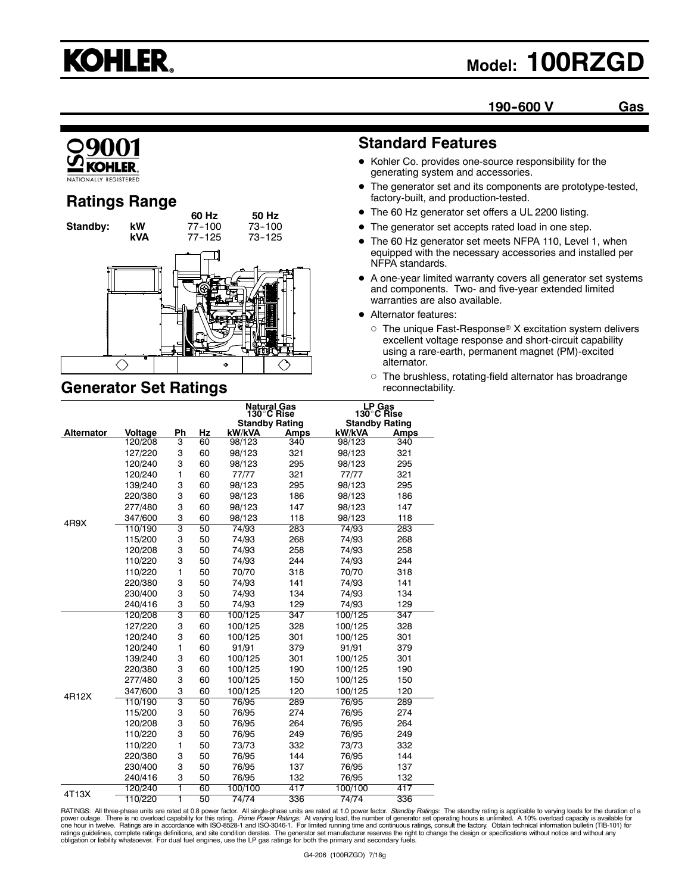# KOHLER.

# Model: 100RZGD

**190-600 V** **Gas**

ISO 9001 KOHLER. NATIONALLY REGISTERED

## Ratings Range

| | | 60 Hz | 50 Hz |
|---|---|---|---|
| Standby: | kW | 77-100 | 73-100 |
| | kVA | 77-125 | 73-125 |

## Standard Features

- Kohler Co. provides one-source responsibility for the generating system and accessories.
- The generator set and its components are prototype-tested, factory-built, and production-tested.
- The 60 Hz generator set offers a UL 2200 listing.
- The generator set accepts rated load in one step.
- The 60 Hz generator set meets NFPA 110, Level 1, when equipped with the necessary accessories and installed per NFPA standards.
- A one-year limited warranty covers all generator set systems and components. Two- and five-year extended limited warranties are also available.
- Alternator features:
  - The unique Fast-Response® X excitation system delivers excellent voltage response and short-circuit capability using a rare-earth, permanent magnet (PM)-excited alternator.
  - The brushless, rotating-field alternator has broadrange reconnectability.

## Generator Set Ratings

| | | | | Natural Gas 130°C Rise Standby Rating | | LP Gas 130°C Rise Standby Rating | |
|---|---|---|---|---|---|---|---|
| Alternator | Voltage | Ph | Hz | kW/kVA | Amps | kW/kVA | Amps |
| 4R9X | 120/208 | 3 | 60 | 98/123 | 340 | 98/123 | 340 |
| | 127/220 | 3 | 60 | 98/123 | 321 | 98/123 | 321 |
| | 120/240 | 3 | 60 | 98/123 | 295 | 98/123 | 295 |
| | 120/240 | 1 | 60 | 77/77 | 321 | 77/77 | 321 |
| | 139/240 | 3 | 60 | 98/123 | 295 | 98/123 | 295 |
| | 220/380 | 3 | 60 | 98/123 | 186 | 98/123 | 186 |
| | 277/480 | 3 | 60 | 98/123 | 147 | 98/123 | 147 |
| | 347/600 | 3 | 60 | 98/123 | 118 | 98/123 | 118 |
| | 110/190 | 3 | 50 | 74/93 | 283 | 74/93 | 283 |
| | 115/200 | 3 | 50 | 74/93 | 268 | 74/93 | 268 |
| | 120/208 | 3 | 50 | 74/93 | 258 | 74/93 | 258 |
| | 110/220 | 3 | 50 | 74/93 | 244 | 74/93 | 244 |
| | 110/220 | 1 | 50 | 70/70 | 318 | 70/70 | 318 |
| | 220/380 | 3 | 50 | 74/93 | 141 | 74/93 | 141 |
| | 230/400 | 3 | 50 | 74/93 | 134 | 74/93 | 134 |
| | 240/416 | 3 | 50 | 74/93 | 129 | 74/93 | 129 |
| 4R12X | 120/208 | 3 | 60 | 100/125 | 347 | 100/125 | 347 |
| | 127/220 | 3 | 60 | 100/125 | 328 | 100/125 | 328 |
| | 120/240 | 3 | 60 | 100/125 | 301 | 100/125 | 301 |
| | 120/240 | 1 | 60 | 91/91 | 379 | 91/91 | 379 |
| | 139/240 | 3 | 60 | 100/125 | 301 | 100/125 | 301 |
| | 220/380 | 3 | 60 | 100/125 | 190 | 100/125 | 190 |
| | 277/480 | 3 | 60 | 100/125 | 150 | 100/125 | 150 |
| | 347/600 | 3 | 60 | 100/125 | 120 | 100/125 | 120 |
| | 110/190 | 3 | 50 | 76/95 | 289 | 76/95 | 289 |
| | 115/200 | 3 | 50 | 76/95 | 274 | 76/95 | 274 |
| | 120/208 | 3 | 50 | 76/95 | 264 | 76/95 | 264 |
| | 110/220 | 3 | 50 | 76/95 | 249 | 76/95 | 249 |
| | 110/220 | 1 | 50 | 73/73 | 332 | 73/73 | 332 |
| | 220/380 | 3 | 50 | 76/95 | 144 | 76/95 | 144 |
| | 230/400 | 3 | 50 | 76/95 | 137 | 76/95 | 137 |
| | 240/416 | 3 | 50 | 76/95 | 132 | 76/95 | 132 |
| 4T13X | 120/240 | 1 | 60 | 100/100 | 417 | 100/100 | 417 |
| | 110/220 | 1 | 50 | 74/74 | 336 | 74/74 | 336 |

RATINGS: All three-phase units are rated at 0.8 power factor. All single-phase units are rated at 1.0 power factor. *Standby Ratings:* The standby rating is applicable to varying loads for the duration of a power outage. There is no overload capability for this rating. *Prime Power Ratings:* At varying load, the number of generator set operating hours is unlimited. A 10% overload capacity is available for one hour in twelve. Ratings are in accordance with ISO-8528-1 and ISO-3046-1. For limited running time and continuous ratings, consult the factory. Obtain technical information bulletin (TIB-101) for ratings guidelines, complete ratings definitions, and site condition derates. The generator set manufacturer reserves the right to change the design or specifications without notice and without any obligation or liability whatsoever. For dual fuel engines, use the LP gas ratings for both the primary and secondary fuels.

G4-206 (100RZGD) 7/18g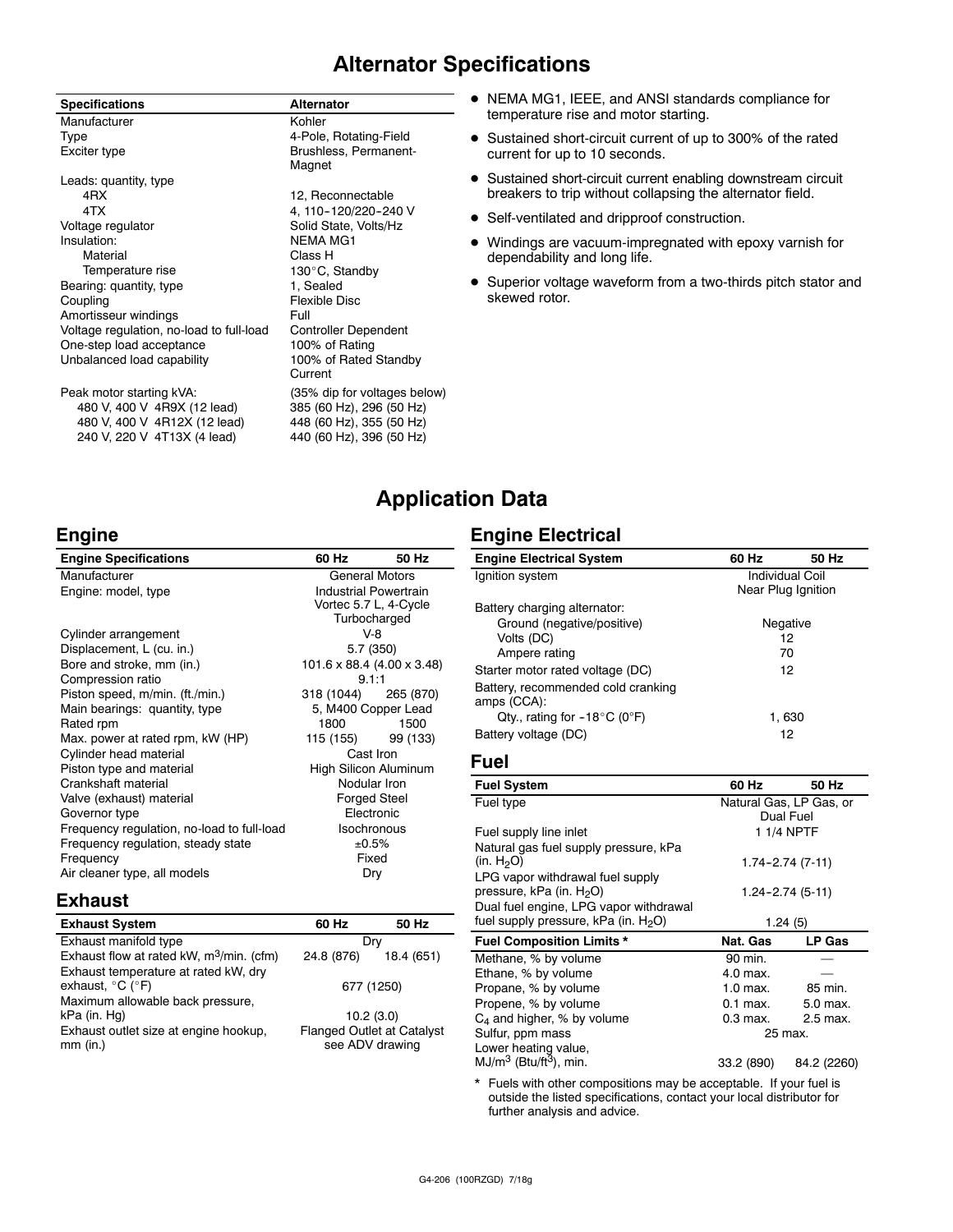# Alternator Specifications

| Specifications | Alternator |
|---|---|
| Manufacturer | Kohler |
| Type | 4-Pole, Rotating-Field |
| Exciter type | Brushless, Permanent-Magnet |
| Leads: quantity, type | |
| 4RX | 12, Reconnectable |
| 4TX | 4, 110-120/220-240 V |
| Voltage regulator | Solid State, Volts/Hz |
| Insulation: | NEMA MG1 |
| Material | Class H |
| Temperature rise | 130°C, Standby |
| Bearing: quantity, type | 1, Sealed |
| Coupling | Flexible Disc |
| Amortisseur windings | Full |
| Voltage regulation, no-load to full-load | Controller Dependent |
| One-step load acceptance | 100% of Rating |
| Unbalanced load capability | 100% of Rated Standby Current |
| Peak motor starting kVA: | (35% dip for voltages below) |
| 480 V, 400 V 4R9X (12 lead) | 385 (60 Hz), 296 (50 Hz) |
| 480 V, 400 V 4R12X (12 lead) | 448 (60 Hz), 355 (50 Hz) |
| 240 V, 220 V 4T13X (4 lead) | 440 (60 Hz), 396 (50 Hz) |

- NEMA MG1, IEEE, and ANSI standards compliance for temperature rise and motor starting.
- Sustained short-circuit current of up to 300% of the rated current for up to 10 seconds.
- Sustained short-circuit current enabling downstream circuit breakers to trip without collapsing the alternator field.
- Self-ventilated and dripproof construction.
- Windings are vacuum-impregnated with epoxy varnish for dependability and long life.
- Superior voltage waveform from a two-thirds pitch stator and skewed rotor.

# Application Data

## Engine

| Engine Specifications | 60 Hz | 50 Hz |
|---|---|---|
| Manufacturer | General Motors | |
| Engine: model, type | Industrial Powertrain Vortec 5.7 L, 4-Cycle Turbocharged | |
| Cylinder arrangement | V-8 | |
| Displacement, L (cu. in.) | 5.7 (350) | |
| Bore and stroke, mm (in.) | 101.6 x 88.4 (4.00 x 3.48) | |
| Compression ratio | 9.1:1 | |
| Piston speed, m/min. (ft./min.) | 318 (1044) | 265 (870) |
| Main bearings: quantity, type | 5, M400 Copper Lead | |
| Rated rpm | 1800 | 1500 |
| Max. power at rated rpm, kW (HP) | 115 (155) | 99 (133) |
| Cylinder head material | Cast Iron | |
| Piston type and material | High Silicon Aluminum | |
| Crankshaft material | Nodular Iron | |
| Valve (exhaust) material | Forged Steel | |
| Governor type | Electronic | |
| Frequency regulation, no-load to full-load | Isochronous | |
| Frequency regulation, steady state | ±0.5% | |
| Frequency | Fixed | |
| Air cleaner type, all models | Dry | |

## Exhaust

| Exhaust System | 60 Hz | 50 Hz |
|---|---|---|
| Exhaust manifold type | Dry | |
| Exhaust flow at rated kW, $m^3$/min. (cfm) | 24.8 (876) | 18.4 (651) |
| Exhaust temperature at rated kW, dry exhaust, °C (°F) | 677 (1250) | |
| Maximum allowable back pressure, kPa (in. Hg) | 10.2 (3.0) | |
| Exhaust outlet size at engine hookup, mm (in.) | Flanged Outlet at Catalyst see ADV drawing | |

## Engine Electrical

| Engine Electrical System | 60 Hz | 50 Hz |
|---|---|---|
| Ignition system | Individual Coil Near Plug Ignition | |
| Battery charging alternator: | | |
| Ground (negative/positive) | Negative | |
| Volts (DC) | 12 | |
| Ampere rating | 70 | |
| Starter motor rated voltage (DC) | 12 | |
| Battery, recommended cold cranking amps (CCA): | | |
| Qty., rating for -18°C (0°F) | 1, 630 | |
| Battery voltage (DC) | 12 | |

## Fuel

| Fuel System | 60 Hz | 50 Hz |
|---|---|---|
| Fuel type | Natural Gas, LP Gas, or Dual Fuel | |
| Fuel supply line inlet | 1 1/4 NPTF | |
| Natural gas fuel supply pressure, kPa (in. $H_2O$) | 1.74-2.74 (7-11) | |
| LPG vapor withdrawal fuel supply pressure, kPa (in. $H_2O$) | 1.24-2.74 (5-11) | |
| Dual fuel engine, LPG vapor withdrawal fuel supply pressure, kPa (in. $H_2O$) | 1.24 (5) | |

| Fuel Composition Limits * | Nat. Gas | LP Gas |
|---|---|---|
| Methane, % by volume | 90 min. | — |
| Ethane, % by volume | 4.0 max. | — |
| Propane, % by volume | 1.0 max. | 85 min. |
| Propene, % by volume | 0.1 max. | 5.0 max. |
| $C_4$ and higher, % by volume | 0.3 max. | 2.5 max. |
| Sulfur, ppm mass | 25 max. | |
| Lower heating value, $MJ/m^3$ ($Btu/ft^3$), min. | 33.2 (890) | 84.2 (2260) |

* Fuels with other compositions may be acceptable. If your fuel is outside the listed specifications, contact your local distributor for further analysis and advice.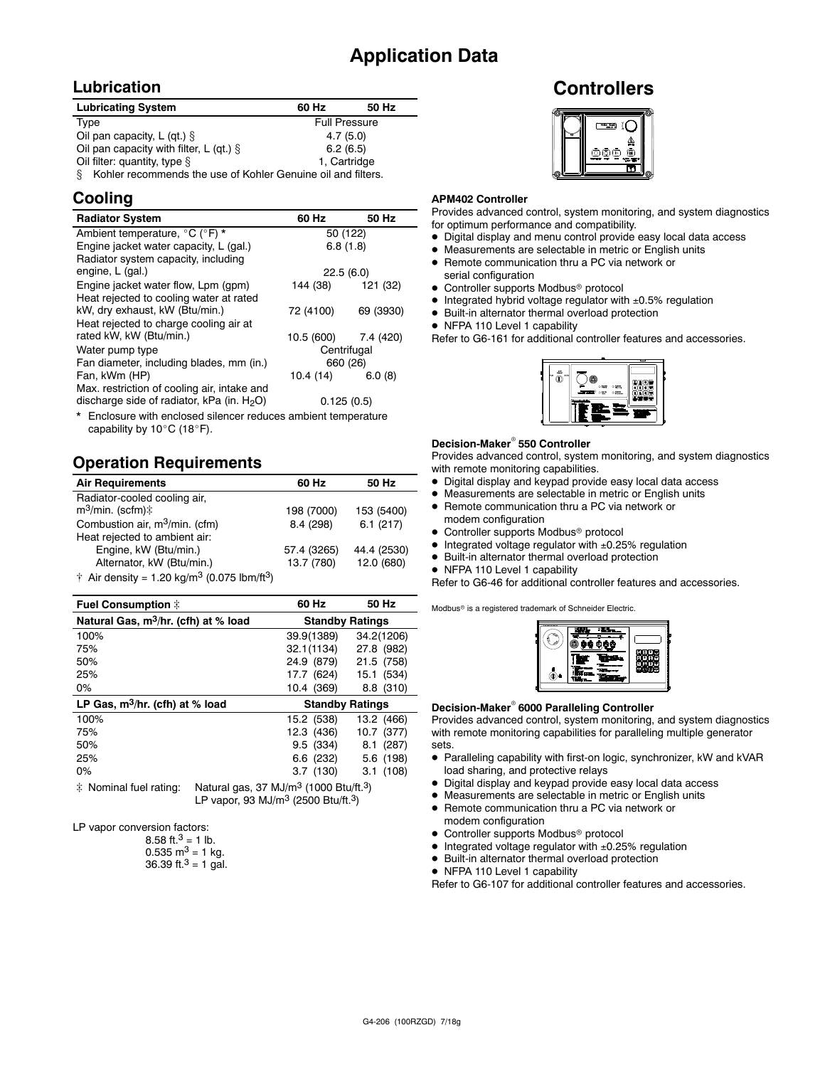# Application Data

## Lubrication

| Lubricating System | 60 Hz | 50 Hz |
|---|---|---|
| Type | Full Pressure | |
| Oil pan capacity, L (qt.) § | 4.7 (5.0) | |
| Oil pan capacity with filter, L (qt.) § | 6.2 (6.5) | |
| Oil filter: quantity, type § | 1, Cartridge | |

§ Kohler recommends the use of Kohler Genuine oil and filters.

## Cooling

| Radiator System | 60 Hz | 50 Hz |
|---|---|---|
| Ambient temperature, °C (°F) * | 50 (122) | |
| Engine jacket water capacity, L (gal.) | 6.8 (1.8) | |
| Radiator system capacity, including engine, L (gal.) | 22.5 (6.0) | |
| Engine jacket water flow, Lpm (gpm) | 144 (38) | 121 (32) |
| Heat rejected to cooling water at rated kW, dry exhaust, kW (Btu/min.) | 72 (4100) | 69 (3930) |
| Heat rejected to charge cooling air at rated kW, kW (Btu/min.) | 10.5 (600) | 7.4 (420) |
| Water pump type | Centrifugal | |
| Fan diameter, including blades, mm (in.) | 660 (26) | |
| Fan, kWm (HP) | 10.4 (14) | 6.0 (8) |
| Max. restriction of cooling air, intake and discharge side of radiator, kPa (in. $H_2O$) | 0.125 (0.5) | |

\* Enclosure with enclosed silencer reduces ambient temperature capability by 10°C (18°F).

## Operation Requirements

| Air Requirements | 60 Hz | 50 Hz |
|---|---|---|
| Radiator-cooled cooling air, $m^3$/min. (scfm)‡ | 198 (7000) | 153 (5400) |
| Combustion air, $m^3$/min. (cfm) | 8.4 (298) | 6.1 (217) |
| Heat rejected to ambient air: | | |
| Engine, kW (Btu/min.) | 57.4 (3265) | 44.4 (2530) |
| Alternator, kW (Btu/min.) | 13.7 (780) | 12.0 (680) |

† Air density = 1.20 kg/$m^3$ (0.075 lbm/$ft^3$)

| Fuel Consumption ‡ | 60 Hz | 50 Hz |
|---|---|---|
| **Natural Gas, $m^3$/hr. (cfh) at % load** | **Standby Ratings** | |
| 100% | 39.9(1389) | 34.2(1206) |
| 75% | 32.1(1134) | 27.8 (982) |
| 50% | 24.9 (879) | 21.5 (758) |
| 25% | 17.7 (624) | 15.1 (534) |
| 0% | 10.4 (369) | 8.8 (310) |
| **LP Gas, $m^3$/hr. (cfh) at % load** | **Standby Ratings** | |
| 100% | 15.2 (538) | 13.2 (466) |
| 75% | 12.3 (436) | 10.7 (377) |
| 50% | 9.5 (334) | 8.1 (287) |
| 25% | 6.6 (232) | 5.6 (198) |
| 0% | 3.7 (130) | 3.1 (108) |

‡ Nominal fuel rating: Natural gas, 37 MJ/$m^3$ (1000 Btu/$ft.^3$)
LP vapor, 93 MJ/$m^3$ (2500 Btu/$ft.^3$)

LP vapor conversion factors:
8.58 $ft.^3$ = 1 lb.
0.535 $m^3$ = 1 kg.
36.39 $ft.^3$ = 1 gal.

# Controllers

**APM402 Controller**

Provides advanced control, system monitoring, and system diagnostics for optimum performance and compatibility.

- Digital display and menu control provide easy local data access
- Measurements are selectable in metric or English units
- Remote communication thru a PC via network or serial configuration
- Controller supports Modbus® protocol
- Integrated hybrid voltage regulator with ±0.5% regulation
- Built-in alternator thermal overload protection
- NFPA 110 Level 1 capability

Refer to G6-161 for additional controller features and accessories.

**Decision-Maker® 550 Controller**

Provides advanced control, system monitoring, and system diagnostics with remote monitoring capabilities.

- Digital display and keypad provide easy local data access
- Measurements are selectable in metric or English units
- Remote communication thru a PC via network or modem configuration
- Controller supports Modbus® protocol
- Integrated voltage regulator with ±0.25% regulation
- Built-in alternator thermal overload protection
- NFPA 110 Level 1 capability

Refer to G6-46 for additional controller features and accessories.

Modbus® is a registered trademark of Schneider Electric.

**Decision-Maker® 6000 Paralleling Controller**

Provides advanced control, system monitoring, and system diagnostics with remote monitoring capabilities for paralleling multiple generator sets.

- Paralleling capability with first-on logic, synchronizer, kW and kVAR load sharing, and protective relays
- Digital display and keypad provide easy local data access
- Measurements are selectable in metric or English units
- Remote communication thru a PC via network or modem configuration
- Controller supports Modbus® protocol
- Integrated voltage regulator with ±0.25% regulation
- Built-in alternator thermal overload protection
- NFPA 110 Level 1 capability

Refer to G6-107 for additional controller features and accessories.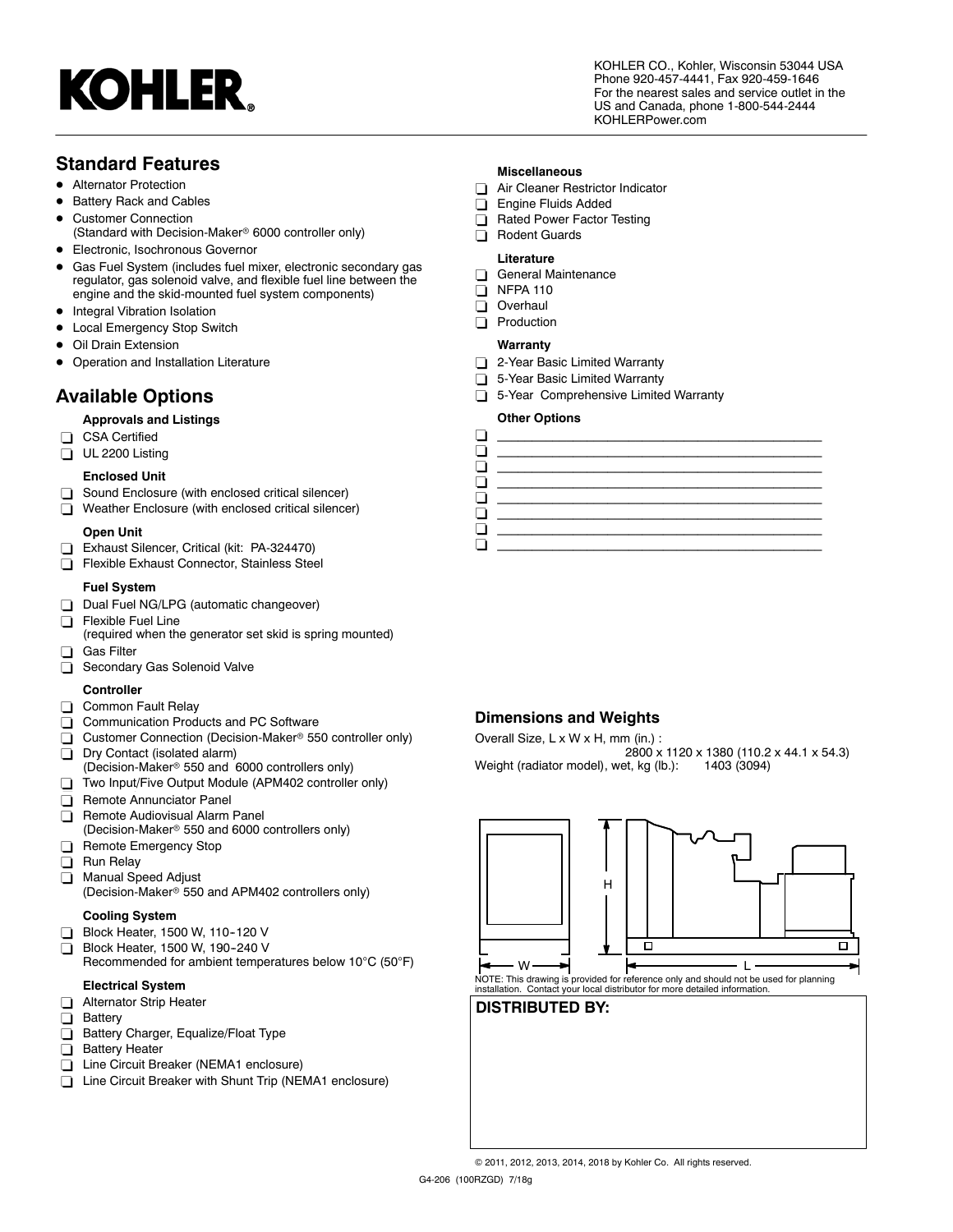KOHLER CO., Kohler, Wisconsin 53044 USA
Phone 920-457-4441, Fax 920-459-1646
For the nearest sales and service outlet in the US and Canada, phone 1-800-544-2444
KOHLERPower.com

## Standard Features

- Alternator Protection
- Battery Rack and Cables
- Customer Connection (Standard with Decision-Maker® 6000 controller only)
- Electronic, Isochronous Governor
- Gas Fuel System (includes fuel mixer, electronic secondary gas regulator, gas solenoid valve, and flexible fuel line between the engine and the skid-mounted fuel system components)
- Integral Vibration Isolation
- Local Emergency Stop Switch
- Oil Drain Extension
- Operation and Installation Literature

## Available Options

### Approvals and Listings

- ❑ CSA Certified
- ❑ UL 2200 Listing

### Enclosed Unit

- ❑ Sound Enclosure (with enclosed critical silencer)
- ❑ Weather Enclosure (with enclosed critical silencer)

### Open Unit

- ❑ Exhaust Silencer, Critical (kit: PA-324470)
- ❑ Flexible Exhaust Connector, Stainless Steel

### Fuel System

- ❑ Dual Fuel NG/LPG (automatic changeover)
- ❑ Flexible Fuel Line (required when the generator set skid is spring mounted)
- ❑ Gas Filter
- ❑ Secondary Gas Solenoid Valve

### Controller

- ❑ Common Fault Relay
- ❑ Communication Products and PC Software
- ❑ Customer Connection (Decision-Maker® 550 controller only)
- ❑ Dry Contact (isolated alarm) (Decision-Maker® 550 and 6000 controllers only)
- ❑ Two Input/Five Output Module (APM402 controller only)
- ❑ Remote Annunciator Panel
- ❑ Remote Audiovisual Alarm Panel (Decision-Maker® 550 and 6000 controllers only)
- ❑ Remote Emergency Stop
- ❑ Run Relay
- ❑ Manual Speed Adjust (Decision-Maker® 550 and APM402 controllers only)

### Cooling System

- ❑ Block Heater, 1500 W, 110-120 V
- ❑ Block Heater, 1500 W, 190-240 V
  Recommended for ambient temperatures below 10°C (50°F)

### Electrical System

- ❑ Alternator Strip Heater
- ❑ Battery
- ❑ Battery Charger, Equalize/Float Type
- ❑ Battery Heater
- ❑ Line Circuit Breaker (NEMA1 enclosure)
- ❑ Line Circuit Breaker with Shunt Trip (NEMA1 enclosure)

### Miscellaneous

- ❑ Air Cleaner Restrictor Indicator
- ❑ Engine Fluids Added
- ❑ Rated Power Factor Testing
- ❑ Rodent Guards

### Literature

- ❑ General Maintenance
- ❑ NFPA 110
- ❑ Overhaul
- ❑ Production

### Warranty

- ❑ 2-Year Basic Limited Warranty
- ❑ 5-Year Basic Limited Warranty
- ❑ 5-Year Comprehensive Limited Warranty

### Other Options

- ❑ ____________________________________________
- ❑ ____________________________________________
- ❑ ____________________________________________
- ❑ ____________________________________________
- ❑ ____________________________________________
- ❑ ____________________________________________
- ❑ ____________________________________________
- ❑ ____________________________________________

## Dimensions and Weights

Overall Size, L x W x H, mm (in.) : 2800 x 1120 x 1380 (110.2 x 44.1 x 54.3)
Weight (radiator model), wet, kg (lb.): 1403 (3094)

H
W
L

NOTE: This drawing is provided for reference only and should not be used for planning installation. Contact your local distributor for more detailed information.

**DISTRIBUTED BY:**

© 2011, 2012, 2013, 2014, 2018 by Kohler Co. All rights reserved.

G4-206 (100RZGD) 7/18g